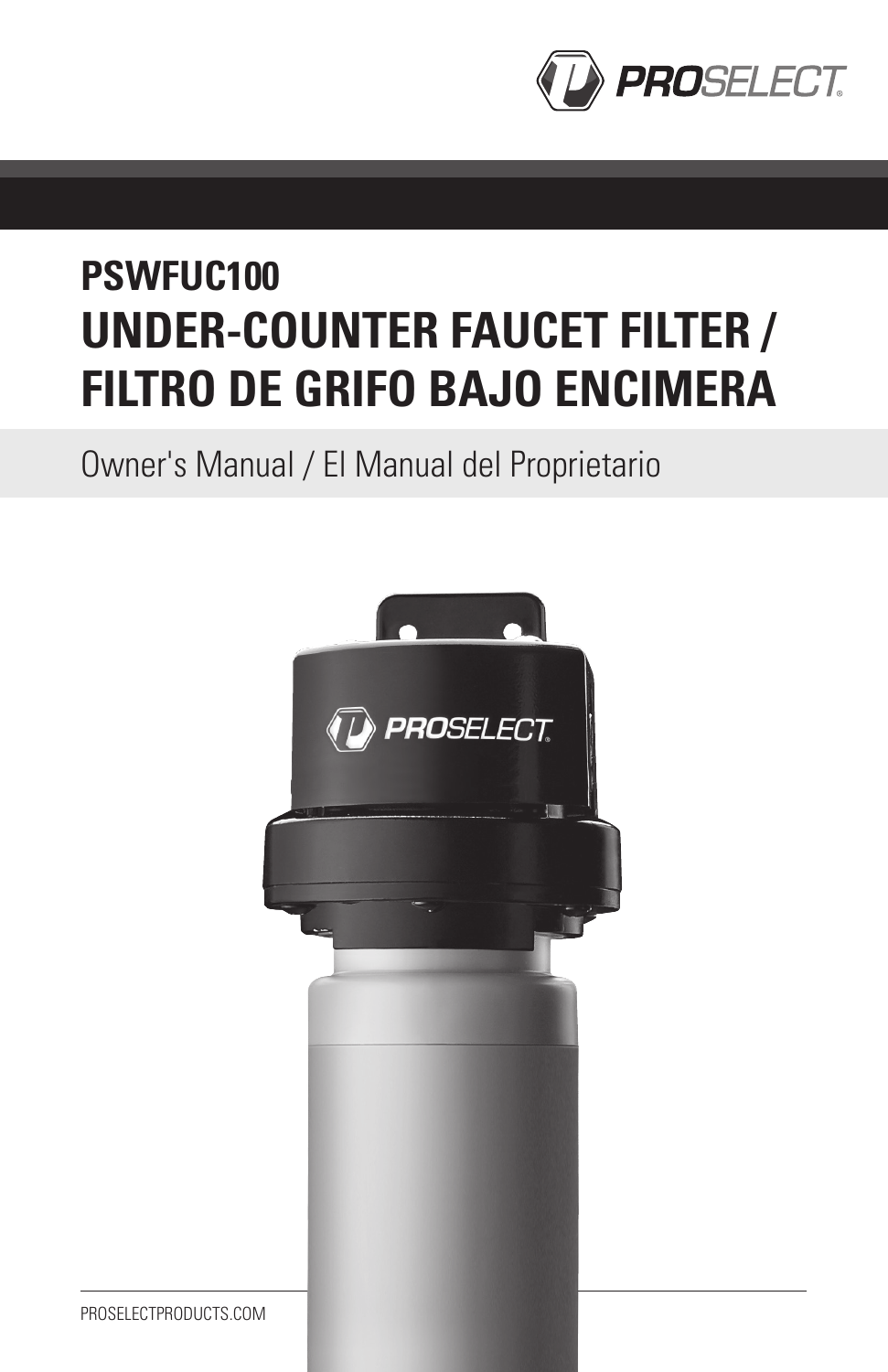# PSWFUC100

# UNDER-COUNTER FAUCET FILTER / FILTRO DE GRIFO BAJO ENCIMERA

Owner's Manual / El Manual del Proprietario

PROSELECTPRODUCTS.COM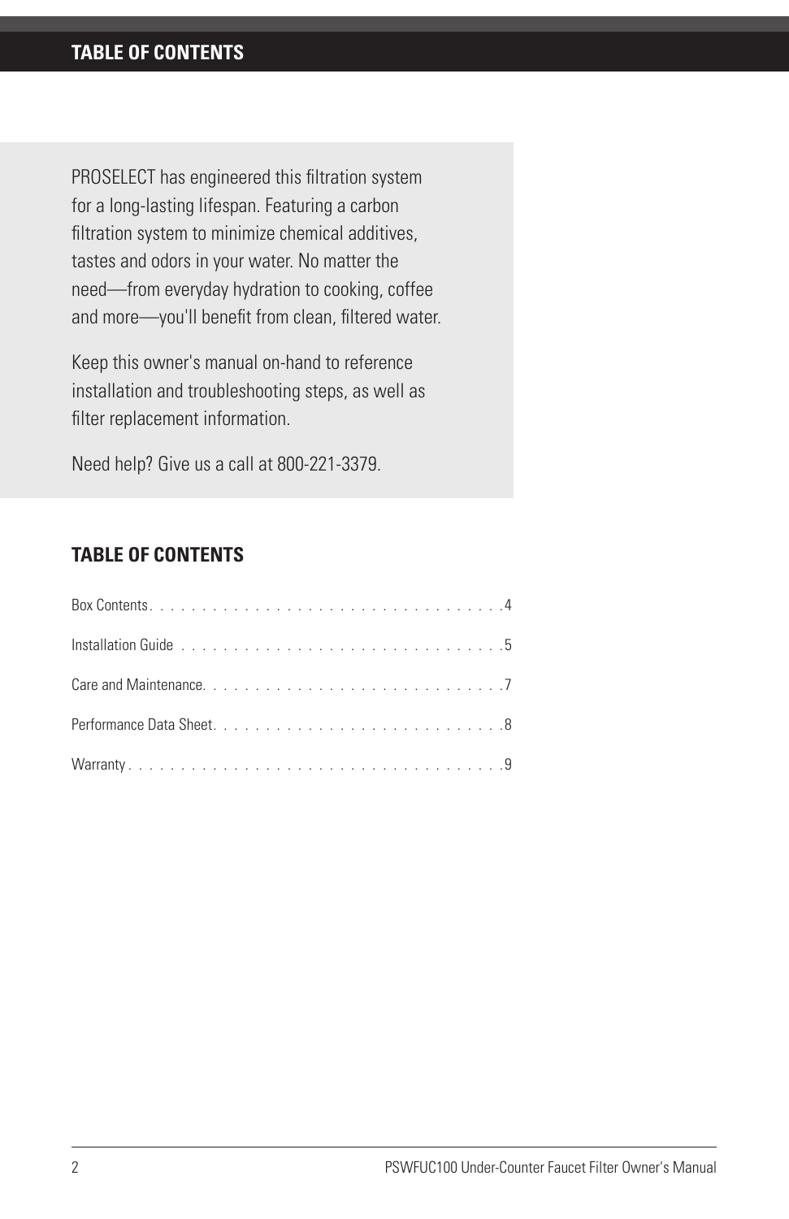# TABLE OF CONTENTS

PROSELECT has engineered this filtration system for a long-lasting lifespan. Featuring a carbon filtration system to minimize chemical additives, tastes and odors in your water. No matter the need—from everyday hydration to cooking, coffee and more—you'll benefit from clean, filtered water.

Keep this owner's manual on-hand to reference installation and troubleshooting steps, as well as filter replacement information.

Need help? Give us a call at 800-221-3379.

## TABLE OF CONTENTS

Box Contents . . . . . . . . . . . . . . . . . . . . . . . . . . . . . . . . . .4

Installation Guide . . . . . . . . . . . . . . . . . . . . . . . . . . . . . . .5

Care and Maintenance . . . . . . . . . . . . . . . . . . . . . . . . . . . . .7

Performance Data Sheet . . . . . . . . . . . . . . . . . . . . . . . . . . .8

Warranty . . . . . . . . . . . . . . . . . . . . . . . . . . . . . . . . . . . . .9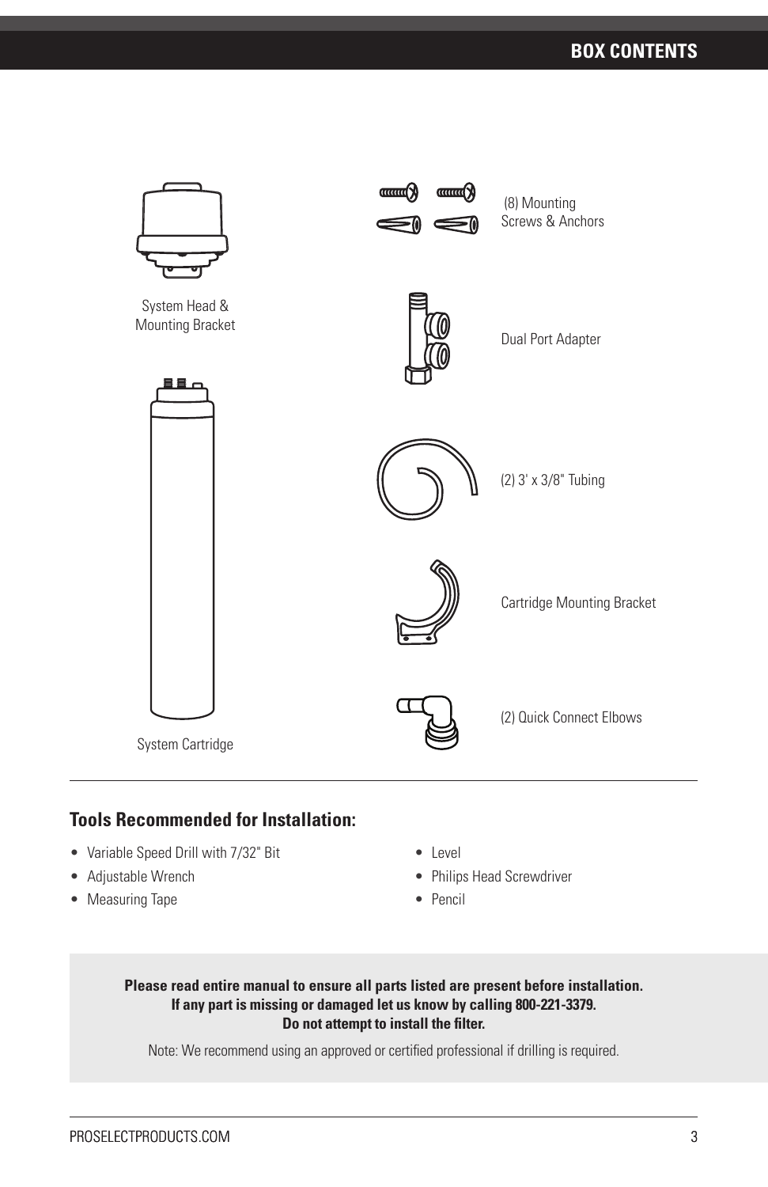## BOX CONTENTS

System Head & Mounting Bracket

System Cartridge

(8) Mounting Screws & Anchors

Dual Port Adapter

(2) 3' x 3/8" Tubing

Cartridge Mounting Bracket

(2) Quick Connect Elbows

### Tools Recommended for Installation:

- Variable Speed Drill with 7/32" Bit
- Adjustable Wrench
- Measuring Tape
- Level
- Philips Head Screwdriver
- Pencil

**Please read entire manual to ensure all parts listed are present before installation. If any part is missing or damaged let us know by calling 800-221-3379. Do not attempt to install the filter.**

Note: We recommend using an approved or certified professional if drilling is required.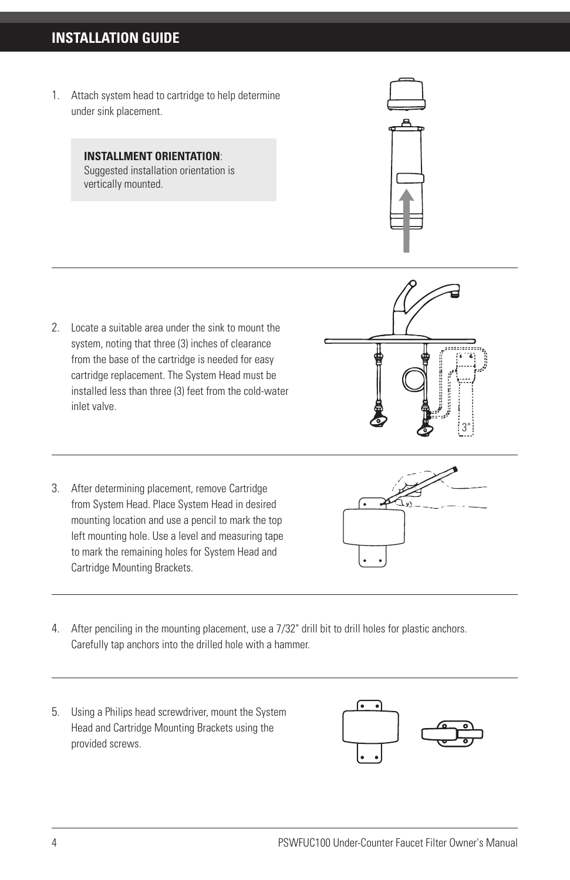## INSTALLATION GUIDE

1. Attach system head to cartridge to help determine under sink placement.

   **INSTALLMENT ORIENTATION**:
   Suggested installation orientation is vertically mounted.

2. Locate a suitable area under the sink to mount the system, noting that three (3) inches of clearance from the base of the cartridge is needed for easy cartridge replacement. The System Head must be installed less than three (3) feet from the cold-water inlet valve.

3. After determining placement, remove Cartridge from System Head. Place System Head in desired mounting location and use a pencil to mark the top left mounting hole. Use a level and measuring tape to mark the remaining holes for System Head and Cartridge Mounting Brackets.

4. After penciling in the mounting placement, use a 7/32" drill bit to drill holes for plastic anchors. Carefully tap anchors into the drilled hole with a hammer.

5. Using a Philips head screwdriver, mount the System Head and Cartridge Mounting Brackets using the provided screws.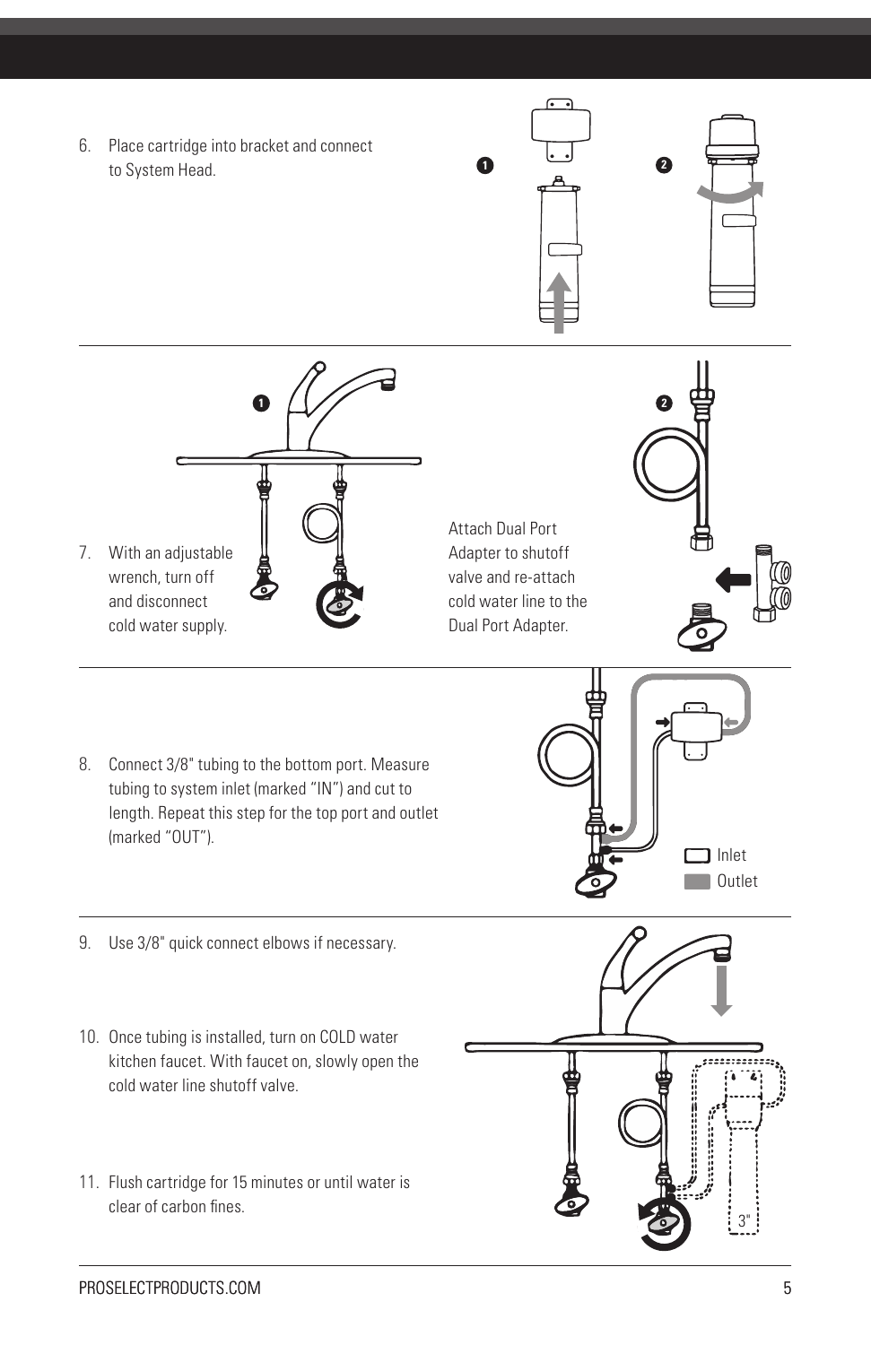6. Place cartridge into bracket and connect to System Head.

7. With an adjustable wrench, turn off and disconnect cold water supply.

Attach Dual Port Adapter to shutoff valve and re-attach cold water line to the Dual Port Adapter.

8. Connect 3/8" tubing to the bottom port. Measure tubing to system inlet (marked "IN") and cut to length. Repeat this step for the top port and outlet (marked "OUT").

Inlet

Outlet

9. Use 3/8" quick connect elbows if necessary.

10. Once tubing is installed, turn on COLD water kitchen faucet. With faucet on, slowly open the cold water line shutoff valve.

11. Flush cartridge for 15 minutes or until water is clear of carbon fines.

3"

PROSELECTPRODUCTS.COM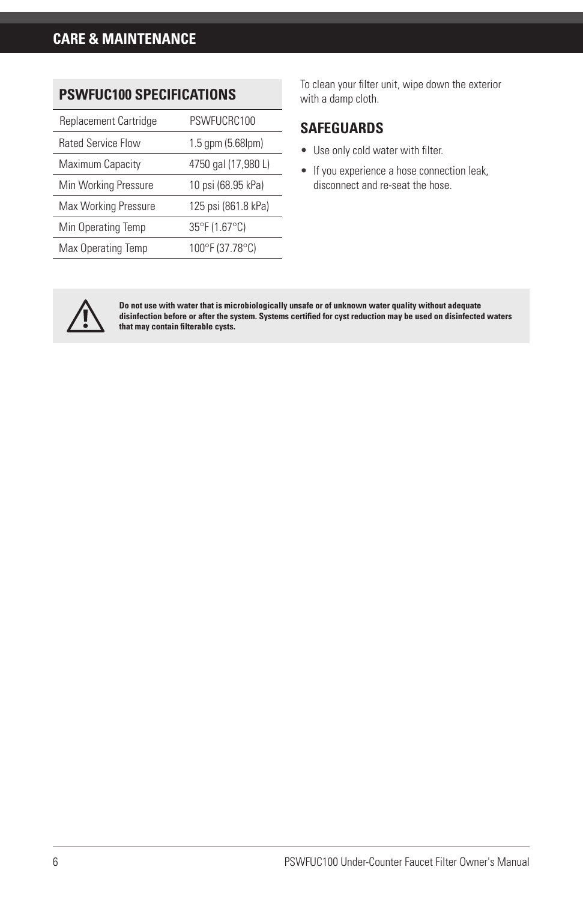# CARE & MAINTENANCE

## PSWFUC100 SPECIFICATIONS

| Specification | Value |
|---|---|
| Replacement Cartridge | PSWFUCRC100 |
| Rated Service Flow | 1.5 gpm (5.68lpm) |
| Maximum Capacity | 4750 gal (17,980 L) |
| Min Working Pressure | 10 psi (68.95 kPa) |
| Max Working Pressure | 125 psi (861.8 kPa) |
| Min Operating Temp | 35°F (1.67°C) |
| Max Operating Temp | 100°F (37.78°C) |

To clean your filter unit, wipe down the exterior with a damp cloth.

## SAFEGUARDS

- Use only cold water with filter.
- If you experience a hose connection leak, disconnect and re-seat the hose.

**Do not use with water that is microbiologically unsafe or of unknown water quality without adequate disinfection before or after the system. Systems certified for cyst reduction may be used on disinfected waters that may contain filterable cysts.**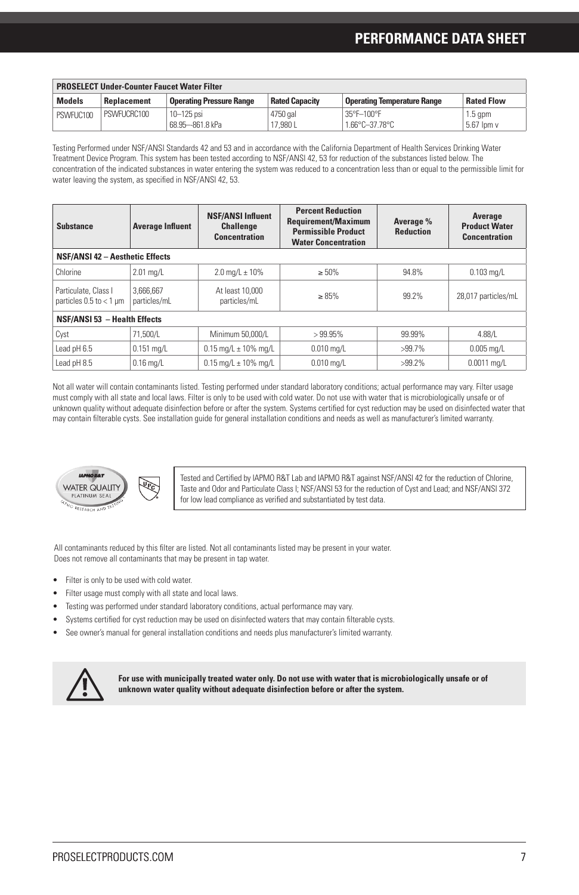# PERFORMANCE DATA SHEET

| PROSELECT Under-Counter Faucet Water Filter | | | | | |
|---|---|---|---|---|---|
| **Models** | **Replacement** | **Operating Pressure Range** | **Rated Capacity** | **Operating Temperature Range** | **Rated Flow** |
| PSWFUC100 | PSWFUCRC100 | 10–125 psi<br>68.95—861.8 kPa | 4750 gal<br>17,980 L | 35°F–100°F<br>1.66°C–37.78°C | 1.5 gpm<br>5.67 lpm v |

Testing Performed under NSF/ANSI Standards 42 and 53 and in accordance with the California Department of Health Services Drinking Water Treatment Device Program. This system has been tested according to NSF/ANSI 42, 53 for reduction of the substances listed below. The concentration of the indicated substances in water entering the system was reduced to a concentration less than or equal to the permissible limit for water leaving the system, as specified in NSF/ANSI 42, 53.

| Substance | Average Influent | NSF/ANSI Influent Challenge Concentration | Percent Reduction Requirement/Maximum Permissible Product Water Concentration | Average % Reduction | Average Product Water Concentration |
|---|---|---|---|---|---|
| **NSF/ANSI 42 – Aesthetic Effects** | | | | | |
| Chlorine | 2.01 mg/L | 2.0 mg/L ± 10% | ≥ 50% | 94.8% | 0.103 mg/L |
| Particulate, Class I particles 0.5 to < 1 µm | 3,666,667 particles/mL | At least 10,000 particles/mL | ≥ 85% | 99.2% | 28,017 particles/mL |
| **NSF/ANSI 53 – Health Effects** | | | | | |
| Cyst | 71,500/L | Minimum 50,000/L | > 99.95% | 99.99% | 4.88/L |
| Lead pH 6.5 | 0.151 mg/L | 0.15 mg/L ± 10% mg/L | 0.010 mg/L | >99.7% | 0.005 mg/L |
| Lead pH 8.5 | 0.16 mg/L | 0.15 mg/L ± 10% mg/L | 0.010 mg/L | >99.2% | 0.0011 mg/L |

Not all water will contain contaminants listed. Testing performed under standard laboratory conditions; actual performance may vary. Filter usage must comply with all state and local laws. Filter is only to be used with cold water. Do not use with water that is microbiologically unsafe or of unknown quality without adequate disinfection before or after the system. Systems certified for cyst reduction may be used on disinfected water that may contain filterable cysts. See installation guide for general installation conditions and needs as well as manufacturer's limited warranty.

IAPMO R&T WATER QUALITY PLATINUM SEAL — IAPMO RESEARCH AND TESTING

Tested and Certified by IAPMO R&T Lab and IAPMO R&T against NSF/ANSI 42 for the reduction of Chlorine, Taste and Odor and Particulate Class I; NSF/ANSI 53 for the reduction of Cyst and Lead; and NSF/ANSI 372 for low lead compliance as verified and substantiated by test data.

All contaminants reduced by this filter are listed. Not all contaminants listed may be present in your water. Does not remove all contaminants that may be present in tap water.

- Filter is only to be used with cold water.
- Filter usage must comply with all state and local laws.
- Testing was performed under standard laboratory conditions, actual performance may vary.
- Systems certified for cyst reduction may be used on disinfected waters that may contain filterable cysts.
- See owner's manual for general installation conditions and needs plus manufacturer's limited warranty.

**For use with municipally treated water only. Do not use with water that is microbiologically unsafe or of unknown water quality without adequate disinfection before or after the system.**

PROSELECTPRODUCTS.COM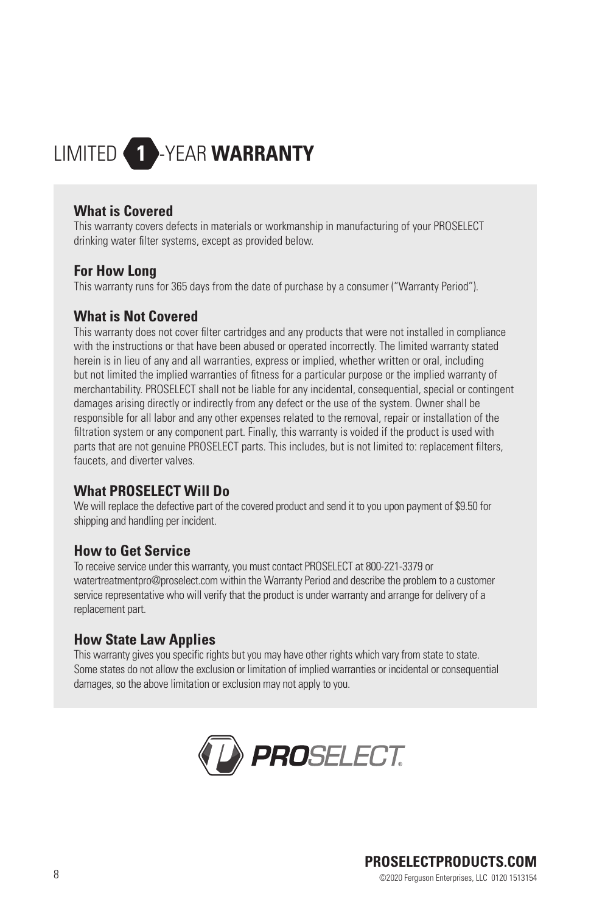# LIMITED 1-YEAR **WARRANTY**

## What is Covered

This warranty covers defects in materials or workmanship in manufacturing of your PROSELECT drinking water filter systems, except as provided below.

## For How Long

This warranty runs for 365 days from the date of purchase by a consumer ("Warranty Period").

## What is Not Covered

This warranty does not cover filter cartridges and any products that were not installed in compliance with the instructions or that have been abused or operated incorrectly. The limited warranty stated herein is in lieu of any and all warranties, express or implied, whether written or oral, including but not limited the implied warranties of fitness for a particular purpose or the implied warranty of merchantability. PROSELECT shall not be liable for any incidental, consequential, special or contingent damages arising directly or indirectly from any defect or the use of the system. Owner shall be responsible for all labor and any other expenses related to the removal, repair or installation of the filtration system or any component part. Finally, this warranty is voided if the product is used with parts that are not genuine PROSELECT parts. This includes, but is not limited to: replacement filters, faucets, and diverter valves.

## What PROSELECT Will Do

We will replace the defective part of the covered product and send it to you upon payment of $9.50 for shipping and handling per incident.

## How to Get Service

To receive service under this warranty, you must contact PROSELECT at 800-221-3379 or watertreatmentpro@proselect.com within the Warranty Period and describe the problem to a customer service representative who will verify that the product is under warranty and arrange for delivery of a replacement part.

## How State Law Applies

This warranty gives you specific rights but you may have other rights which vary from state to state. Some states do not allow the exclusion or limitation of implied warranties or incidental or consequential damages, so the above limitation or exclusion may not apply to you.

**PROSELECT**

**PROSELECTPRODUCTS.COM**

©2020 Ferguson Enterprises, LLC 0120 1513154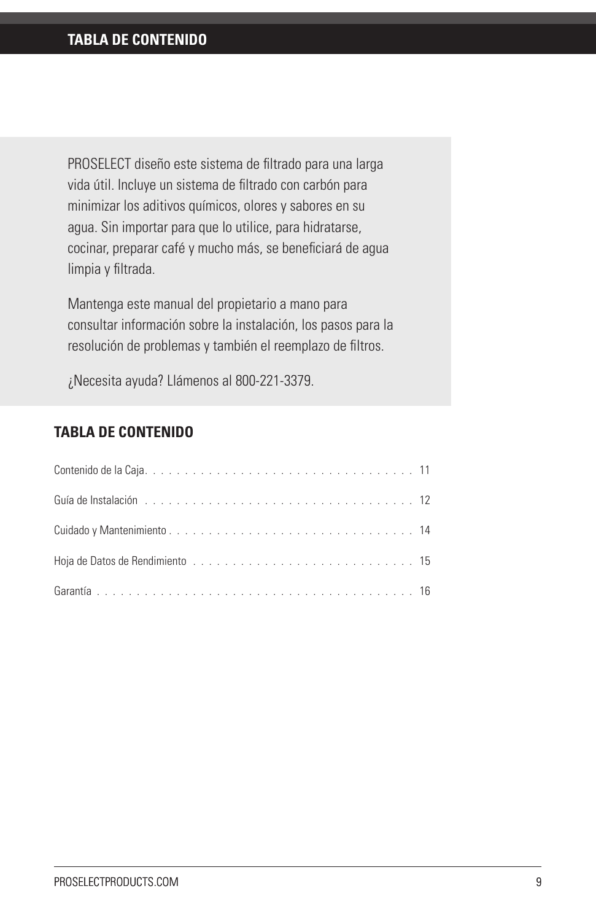## TABLA DE CONTENIDO

PROSELECT diseño este sistema de filtrado para una larga vida útil. Incluye un sistema de filtrado con carbón para minimizar los aditivos químicos, olores y sabores en su agua. Sin importar para que lo utilice, para hidratarse, cocinar, preparar café y mucho más, se beneficiará de agua limpia y filtrada.

Mantenga este manual del propietario a mano para consultar información sobre la instalación, los pasos para la resolución de problemas y también el reemplazo de filtros.

¿Necesita ayuda? Llámenos al 800-221-3379.

### TABLA DE CONTENIDO

Contenido de la Caja . . . . . . . . . . . . . . . . . . . . . . . . . . . . . . . . . . . . 11

Guía de Instalación . . . . . . . . . . . . . . . . . . . . . . . . . . . . . . . . . . . . 12

Cuidado y Mantenimiento . . . . . . . . . . . . . . . . . . . . . . . . . . . . . . . . . 14

Hoja de Datos de Rendimiento . . . . . . . . . . . . . . . . . . . . . . . . . . . . . 15

Garantía . . . . . . . . . . . . . . . . . . . . . . . . . . . . . . . . . . . . . . . . . . . 16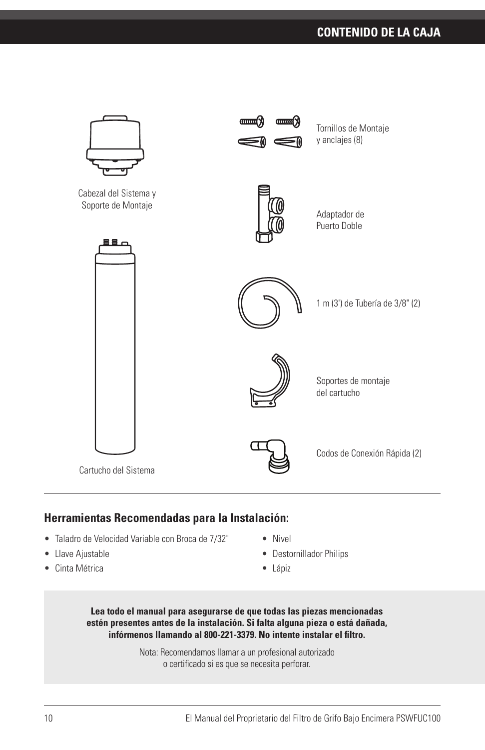## CONTENIDO DE LA CAJA

Cabezal del Sistema y Soporte de Montaje

Cartucho del Sistema

Tornillos de Montaje y anclajes (8)

Adaptador de Puerto Doble

1 m (3') de Tubería de 3/8" (2)

Soportes de montaje del cartucho

Codos de Conexión Rápida (2)

### Herramientas Recomendadas para la Instalación:

- Taladro de Velocidad Variable con Broca de 7/32"
- Llave Ajustable
- Cinta Métrica
- Nivel
- Destornillador Philips
- Lápiz

**Lea todo el manual para asegurarse de que todas las piezas mencionadas estén presentes antes de la instalación. Si falta alguna pieza o está dañada, infórmenos llamando al 800-221-3379. No intente instalar el filtro.**

Nota: Recomendamos llamar a un profesional autorizado o certificado si es que se necesita perforar.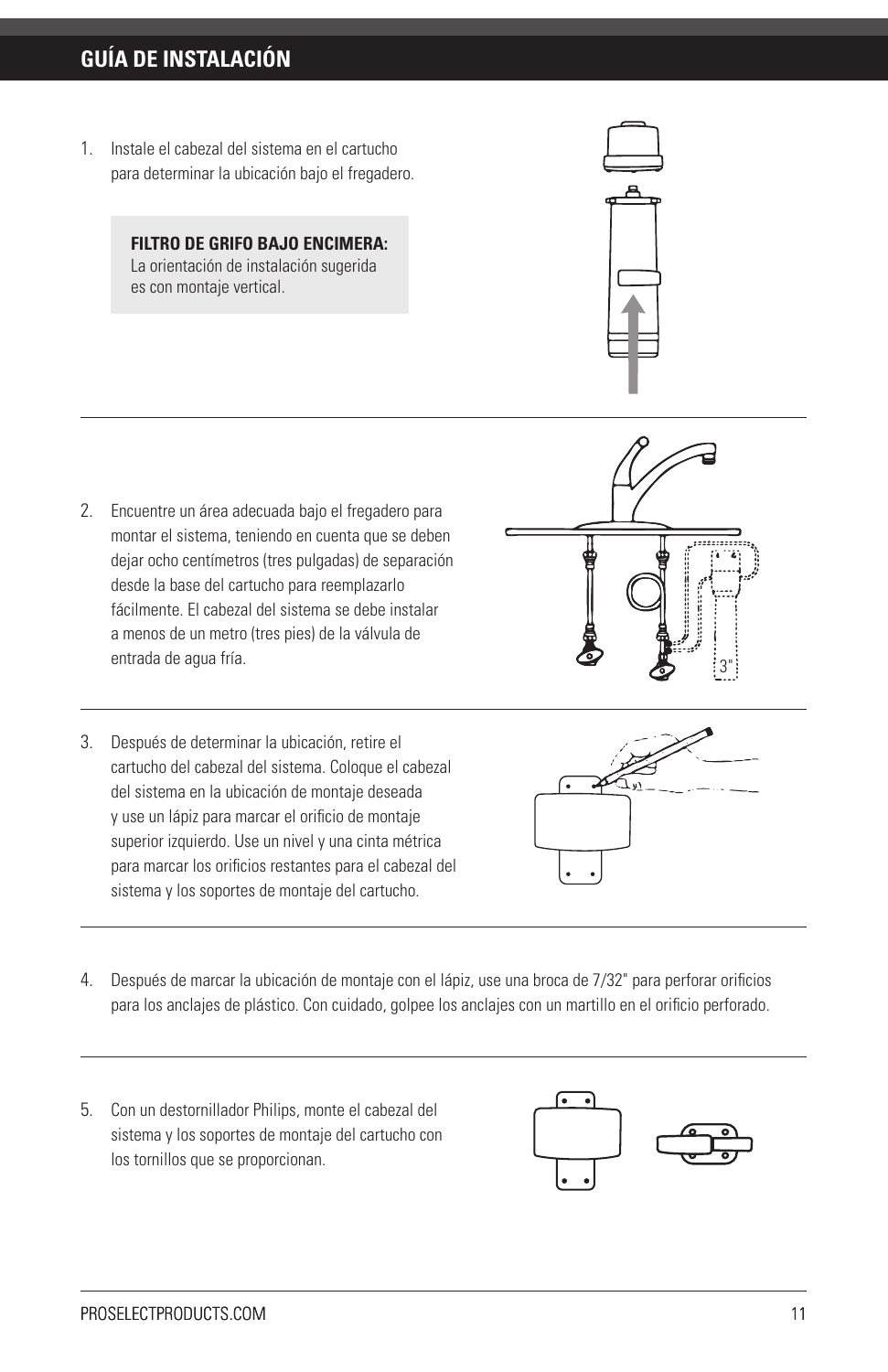## GUÍA DE INSTALACIÓN

1. Instale el cabezal del sistema en el cartucho para determinar la ubicación bajo el fregadero.

   **FILTRO DE GRIFO BAJO ENCIMERA:**
   La orientación de instalación sugerida es con montaje vertical.

2. Encuentre un área adecuada bajo el fregadero para montar el sistema, teniendo en cuenta que se deben dejar ocho centímetros (tres pulgadas) de separación desde la base del cartucho para reemplazarlo fácilmente. El cabezal del sistema se debe instalar a menos de un metro (tres pies) de la válvula de entrada de agua fría.

3. Después de determinar la ubicación, retire el cartucho del cabezal del sistema. Coloque el cabezal del sistema en la ubicación de montaje deseada y use un lápiz para marcar el orificio de montaje superior izquierdo. Use un nivel y una cinta métrica para marcar los orificios restantes para el cabezal del sistema y los soportes de montaje del cartucho.

4. Después de marcar la ubicación de montaje con el lápiz, use una broca de 7/32" para perforar orificios para los anclajes de plástico. Con cuidado, golpee los anclajes con un martillo en el orificio perforado.

5. Con un destornillador Philips, monte el cabezal del sistema y los soportes de montaje del cartucho con los tornillos que se proporcionan.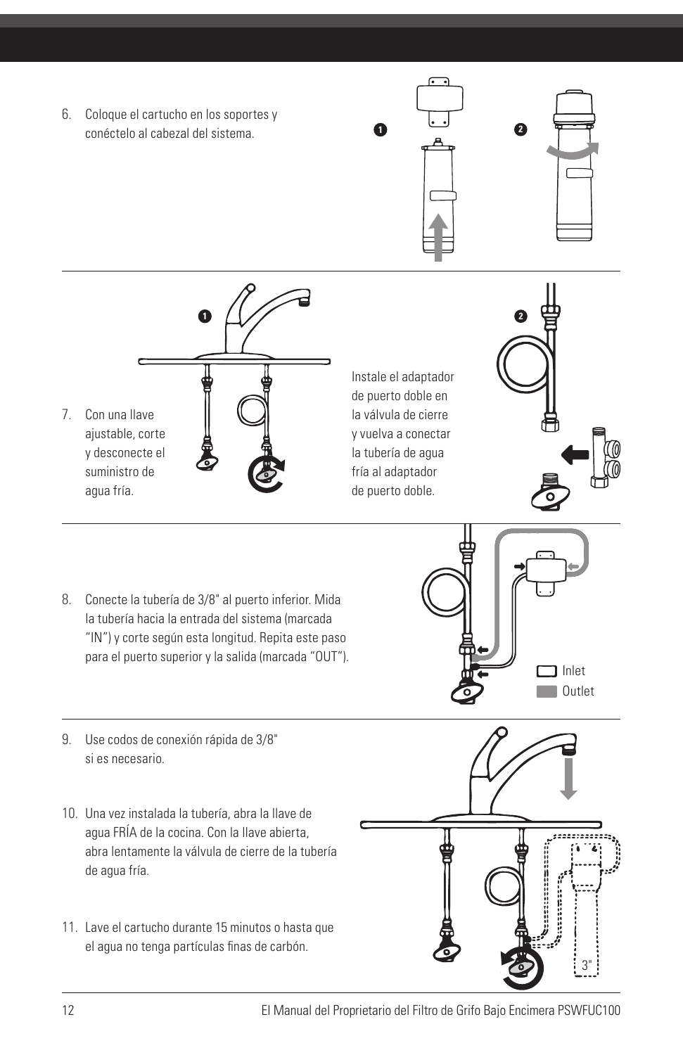6. Coloque el cartucho en los soportes y conéctelo al cabezal del sistema.

7. Con una llave ajustable, corte y desconecte el suministro de agua fría.

Instale el adaptador de puerto doble en la válvula de cierre y vuelva a conectar la tubería de agua fría al adaptador de puerto doble.

8. Conecte la tubería de 3/8" al puerto inferior. Mida la tubería hacia la entrada del sistema (marcada "IN") y corte según esta longitud. Repita este paso para el puerto superior y la salida (marcada "OUT").

9. Use codos de conexión rápida de 3/8" si es necesario.

10. Una vez instalada la tubería, abra la llave de agua FRÍA de la cocina. Con la llave abierta, abra lentamente la válvula de cierre de la tubería de agua fría.

11. Lave el cartucho durante 15 minutos o hasta que el agua no tenga partículas finas de carbón.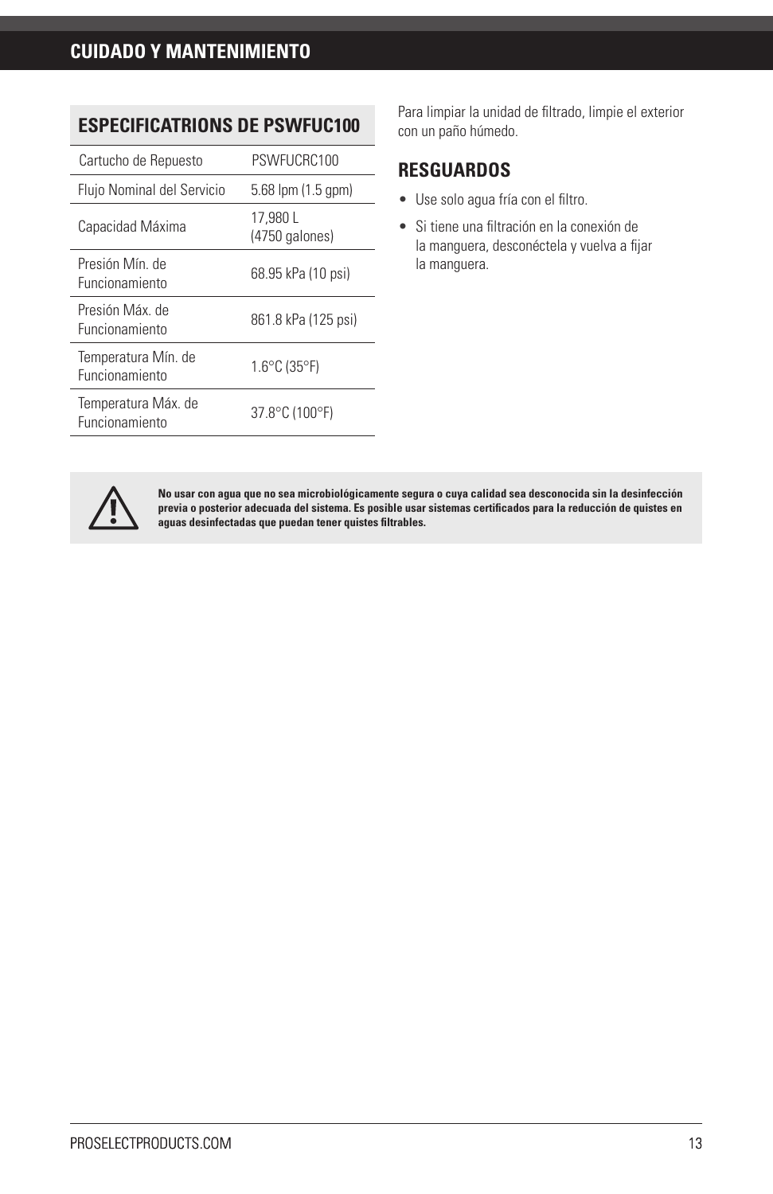# CUIDADO Y MANTENIMIENTO

## ESPECIFICATRIONS DE PSWFUC100

| Especificación | Valor |
|---|---|
| Cartucho de Repuesto | PSWFUCRC100 |
| Flujo Nominal del Servicio | 5.68 lpm (1.5 gpm) |
| Capacidad Máxima | 17,980 L (4750 galones) |
| Presión Mín. de Funcionamiento | 68.95 kPa (10 psi) |
| Presión Máx. de Funcionamiento | 861.8 kPa (125 psi) |
| Temperatura Mín. de Funcionamiento | 1.6°C (35°F) |
| Temperatura Máx. de Funcionamiento | 37.8°C (100°F) |

Para limpiar la unidad de filtrado, limpie el exterior con un paño húmedo.

## RESGUARDOS

- Use solo agua fría con el filtro.
- Si tiene una filtración en la conexión de la manguera, desconéctela y vuelva a fijar la manguera.

⚠ **No usar con agua que no sea microbiológicamente segura o cuya calidad sea desconocida sin la desinfección previa o posterior adecuada del sistema. Es posible usar sistemas certificados para la reducción de quistes en aguas desinfectadas que puedan tener quistes filtrables.**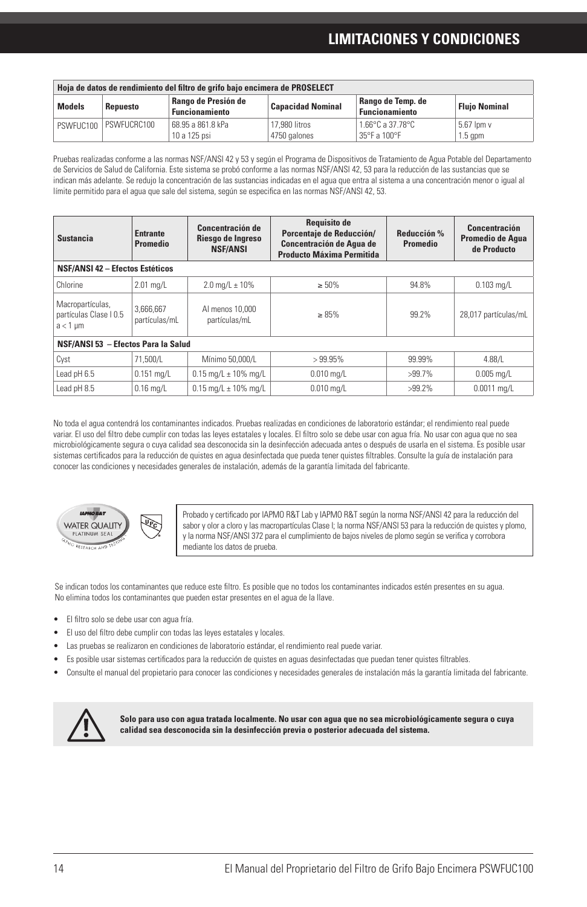# LIMITACIONES Y CONDICIONES

| Hoja de datos de rendimiento del filtro de grifo bajo encimera de PROSELECT | | | | | |
|---|---|---|---|---|---|
| **Models** | **Repuesto** | **Rango de Presión de Funcionamiento** | **Capacidad Nominal** | **Rango de Temp. de Funcionamiento** | **Flujo Nominal** |
| PSWFUC100 | PSWFUCRC100 | 68.95 a 861.8 kPa<br>10 a 125 psi | 17,980 litros<br>4750 galones | 1.66°C a 37.78°C<br>35°F a 100°F | 5.67 lpm v<br>1.5 gpm |

Pruebas realizadas conforme a las normas NSF/ANSI 42 y 53 y según el Programa de Dispositivos de Tratamiento de Agua Potable del Departamento de Servicios de Salud de California. Este sistema se probó conforme a las normas NSF/ANSI 42, 53 para la reducción de las sustancias que se indican más adelante. Se redujo la concentración de las sustancias indicadas en el agua que entra al sistema a una concentración menor o igual al límite permitido para el agua que sale del sistema, según se especifica en las normas NSF/ANSI 42, 53.

| Sustancia | Entrante Promedio | Concentración de Riesgo de Ingreso NSF/ANSI | Requisito de Porcentaje de Reducción/ Concentración de Agua de Producto Máxima Permitida | Reducción % Promedio | Concentración Promedio de Agua de Producto |
|---|---|---|---|---|---|
| **NSF/ANSI 42 – Efectos Estéticos** | | | | | |
| Chlorine | 2.01 mg/L | 2.0 mg/L ± 10% | ≥ 50% | 94.8% | 0.103 mg/L |
| Macropartículas, partículas Clase I 0.5 a < 1 μm | 3,666,667 partículas/mL | Al menos 10,000 partículas/mL | ≥ 85% | 99.2% | 28,017 partículas/mL |
| **NSF/ANSI 53 – Efectos Para la Salud** | | | | | |
| Cyst | 71,500/L | Mínimo 50,000/L | > 99.95% | 99.99% | 4.88/L |
| Lead pH 6.5 | 0.151 mg/L | 0.15 mg/L ± 10% mg/L | 0.010 mg/L | >99.7% | 0.005 mg/L |
| Lead pH 8.5 | 0.16 mg/L | 0.15 mg/L ± 10% mg/L | 0.010 mg/L | >99.2% | 0.0011 mg/L |

No toda el agua contendrá los contaminantes indicados. Pruebas realizadas en condiciones de laboratorio estándar; el rendimiento real puede variar. El uso del filtro debe cumplir con todas las leyes estatales y locales. El filtro solo se debe usar con agua fría. No usar con agua que no sea microbiológicamente segura o cuya calidad sea desconocida sin la desinfección adecuada antes o después de usarla en el sistema. Es posible usar sistemas certificados para la reducción de quistes en agua desinfectada que pueda tener quistes filtrables. Consulte la guía de instalación para conocer las condiciones y necesidades generales de instalación, además de la garantía limitada del fabricante.

Probado y certificado por IAPMO R&T Lab y IAPMO R&T según la norma NSF/ANSI 42 para la reducción del sabor y olor a cloro y las macropartículas Clase I; la norma NSF/ANSI 53 para la reducción de quistes y plomo, y la norma NSF/ANSI 372 para el cumplimiento de bajos niveles de plomo según se verifica y corrobora mediante los datos de prueba.

Se indican todos los contaminantes que reduce este filtro. Es posible que no todos los contaminantes indicados estén presentes en su agua. No elimina todos los contaminantes que pueden estar presentes en el agua de la llave.

- El filtro solo se debe usar con agua fría.
- El uso del filtro debe cumplir con todas las leyes estatales y locales.
- Las pruebas se realizaron en condiciones de laboratorio estándar, el rendimiento real puede variar.
- Es posible usar sistemas certificados para la reducción de quistes en aguas desinfectadas que puedan tener quistes filtrables.
- Consulte el manual del propietario para conocer las condiciones y necesidades generales de instalación más la garantía limitada del fabricante.

**Solo para uso con agua tratada localmente. No usar con agua que no sea microbiológicamente segura o cuya calidad sea desconocida sin la desinfección previa o posterior adecuada del sistema.**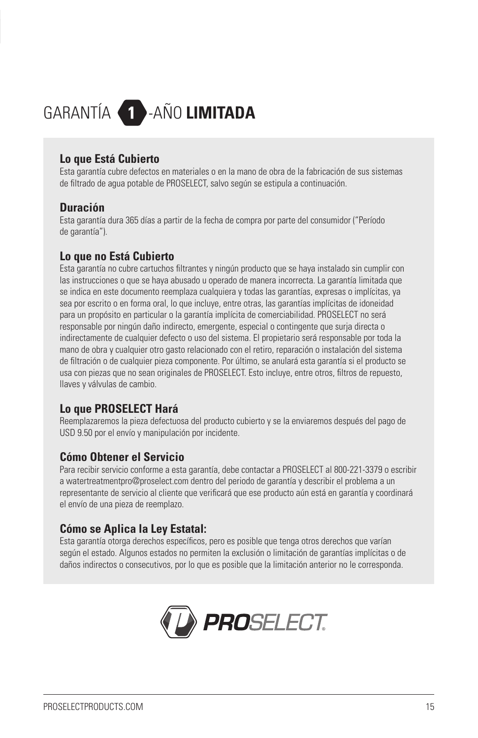# GARANTÍA 1-AÑO **LIMITADA**

**Lo que Está Cubierto**

Esta garantía cubre defectos en materiales o en la mano de obra de la fabricación de sus sistemas de filtrado de agua potable de PROSELECT, salvo según se estipula a continuación.

**Duración**

Esta garantía dura 365 días a partir de la fecha de compra por parte del consumidor ("Período de garantía").

**Lo que no Está Cubierto**

Esta garantía no cubre cartuchos filtrantes y ningún producto que se haya instalado sin cumplir con las instrucciones o que se haya abusado u operado de manera incorrecta. La garantía limitada que se indica en este documento reemplaza cualquiera y todas las garantías, expresas o implícitas, ya sea por escrito o en forma oral, lo que incluye, entre otras, las garantías implícitas de idoneidad para un propósito en particular o la garantía implícita de comerciabilidad. PROSELECT no será responsable por ningún daño indirecto, emergente, especial o contingente que surja directa o indirectamente de cualquier defecto o uso del sistema. El propietario será responsable por toda la mano de obra y cualquier otro gasto relacionado con el retiro, reparación o instalación del sistema de filtración o de cualquier pieza componente. Por último, se anulará esta garantía si el producto se usa con piezas que no sean originales de PROSELECT. Esto incluye, entre otros, filtros de repuesto, llaves y válvulas de cambio.

**Lo que PROSELECT Hará**

Reemplazaremos la pieza defectuosa del producto cubierto y se la enviaremos después del pago de USD 9.50 por el envío y manipulación por incidente.

**Cómo Obtener el Servicio**

Para recibir servicio conforme a esta garantía, debe contactar a PROSELECT al 800-221-3379 o escribir a watertreatmentpro@proselect.com dentro del periodo de garantía y describir el problema a un representante de servicio al cliente que verificará que ese producto aún está en garantía y coordinará el envío de una pieza de reemplazo.

**Cómo se Aplica la Ley Estatal:**

Esta garantía otorga derechos específicos, pero es posible que tenga otros derechos que varían según el estado. Algunos estados no permiten la exclusión o limitación de garantías implícitas o de daños indirectos o consecutivos, por lo que es posible que la limitación anterior no le corresponda.

PROSELECT®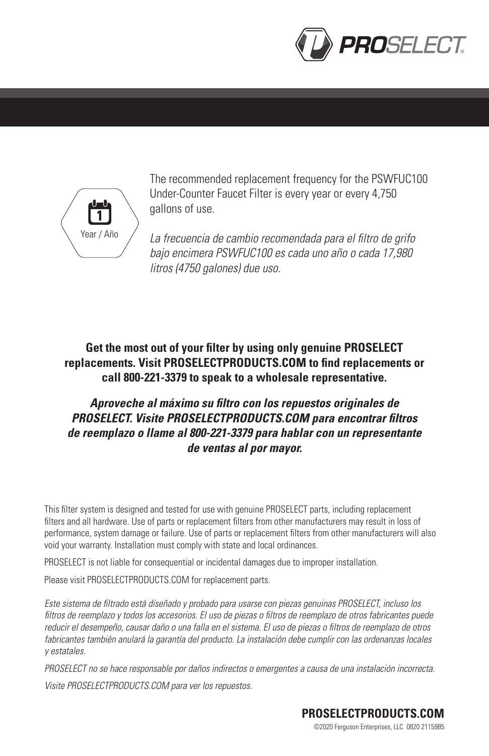PROSELECT

1
Year / Año

The recommended replacement frequency for the PSWFUC100 Under-Counter Faucet Filter is every year or every 4,750 gallons of use.

*La frecuencia de cambio recomendada para el filtro de grifo bajo encimera PSWFUC100 es cada uno año o cada 17,980 litros (4750 galones) due uso.*

**Get the most out of your filter by using only genuine PROSELECT replacements. Visit PROSELECTPRODUCTS.COM to find replacements or call 800-221-3379 to speak to a wholesale representative.**

***Aproveche al máximo su filtro con los repuestos originales de PROSELECT. Visite PROSELECTPRODUCTS.COM para encontrar filtros de reemplazo o llame al 800-221-3379 para hablar con un representante de ventas al por mayor.***

This filter system is designed and tested for use with genuine PROSELECT parts, including replacement filters and all hardware. Use of parts or replacement filters from other manufacturers may result in loss of performance, system damage or failure. Use of parts or replacement filters from other manufacturers will also void your warranty. Installation must comply with state and local ordinances.

PROSELECT is not liable for consequential or incidental damages due to improper installation.

Please visit PROSELECTPRODUCTS.COM for replacement parts.

*Este sistema de filtrado está diseñado y probado para usarse con piezas genuinas PROSELECT, incluso los filtros de reemplazo y todos los accesorios. El uso de piezas o filtros de reemplazo de otros fabricantes puede reducir el desempeño, causar daño o una falla en el sistema. El uso de piezas o filtros de reemplazo de otros fabricantes también anulará la garantía del producto. La instalación debe cumplir con las ordenanzas locales y estatales.*

*PROSELECT no se hace responsable por daños indirectos o emergentes a causa de una instalación incorrecta.*

*Visite PROSELECTPRODUCTS.COM para ver los repuestos.*

**PROSELECTPRODUCTS.COM**

©2020 Ferguson Enterprises, LLC 0820 2115985